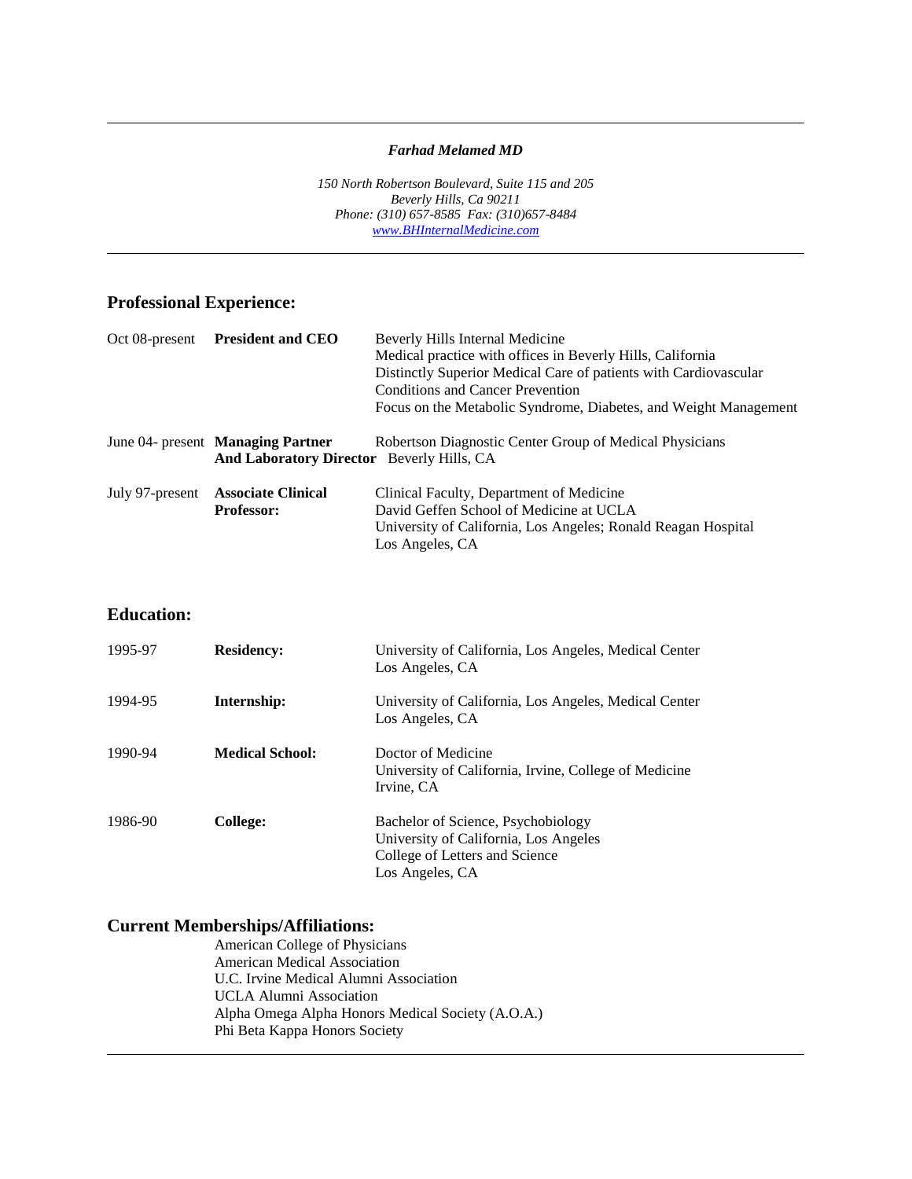***Farhad Melamed MD***

*150 North Robertson Boulevard, Suite 115 and 205*
*Beverly Hills, Ca 90211*
*Phone: (310) 657-8585 Fax: (310)657-8484*
*www.BHInternalMedicine.com*

---

## Professional Experience:

| | | |
|---|---|---|
| Oct 08-present | **President and CEO** | Beverly Hills Internal Medicine<br>Medical practice with offices in Beverly Hills, California<br>Distinctly Superior Medical Care of patients with Cardiovascular Conditions and Cancer Prevention<br>Focus on the Metabolic Syndrome, Diabetes, and Weight Management |
| June 04- present | **Managing Partner And Laboratory Director** | Robertson Diagnostic Center Group of Medical Physicians<br>Beverly Hills, CA |
| July 97-present | **Associate Clinical Professor:** | Clinical Faculty, Department of Medicine<br>David Geffen School of Medicine at UCLA<br>University of California, Los Angeles; Ronald Reagan Hospital<br>Los Angeles, CA |

## Education:

| | | |
|---|---|---|
| 1995-97 | **Residency:** | University of California, Los Angeles, Medical Center<br>Los Angeles, CA |
| 1994-95 | **Internship:** | University of California, Los Angeles, Medical Center<br>Los Angeles, CA |
| 1990-94 | **Medical School:** | Doctor of Medicine<br>University of California, Irvine, College of Medicine<br>Irvine, CA |
| 1986-90 | **College:** | Bachelor of Science, Psychobiology<br>University of California, Los Angeles<br>College of Letters and Science<br>Los Angeles, CA |

## Current Memberships/Affiliations:

- American College of Physicians
- American Medical Association
- U.C. Irvine Medical Alumni Association
- UCLA Alumni Association
- Alpha Omega Alpha Honors Medical Society (A.O.A.)
- Phi Beta Kappa Honors Society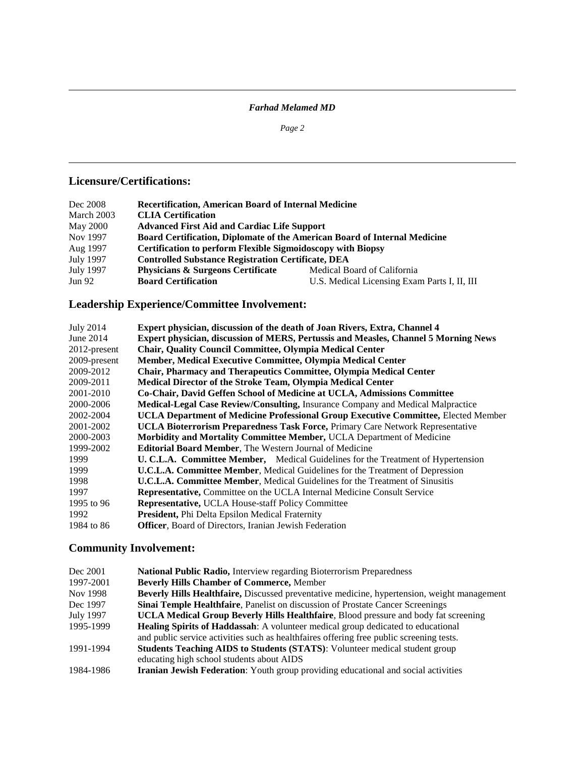## Licensure/Certifications:

| | | |
|---|---|---|
| Dec 2008 | **Recertification, American Board of Internal Medicine** | |
| March 2003 | **CLIA Certification** | |
| May 2000 | **Advanced First Aid and Cardiac Life Support** | |
| Nov 1997 | **Board Certification, Diplomate of the American Board of Internal Medicine** | |
| Aug 1997 | **Certification to perform Flexible Sigmoidoscopy with Biopsy** | |
| July 1997 | **Controlled Substance Registration Certificate, DEA** | |
| July 1997 | **Physicians & Surgeons Certificate** | Medical Board of California |
| Jun 92 | **Board Certification** | U.S. Medical Licensing Exam Parts I, II, III |

## Leadership Experience/Committee Involvement:

| | |
|---|---|
| July 2014 | **Expert physician, discussion of the death of Joan Rivers, Extra, Channel 4** |
| June 2014 | **Expert physician, discussion of MERS, Pertussis and Measles, Channel 5 Morning News** |
| 2012-present | **Chair, Quality Council Committee, Olympia Medical Center** |
| 2009-present | **Member, Medical Executive Committee, Olympia Medical Center** |
| 2009-2012 | **Chair, Pharmacy and Therapeutics Committee, Olympia Medical Center** |
| 2009-2011 | **Medical Director of the Stroke Team, Olympia Medical Center** |
| 2001-2010 | **Co-Chair, David Geffen School of Medicine at UCLA, Admissions Committee** |
| 2000-2006 | **Medical-Legal Case Review/Consulting,** Insurance Company and Medical Malpractice |
| 2002-2004 | **UCLA Department of Medicine Professional Group Executive Committee,** Elected Member |
| 2001-2002 | **UCLA Bioterrorism Preparedness Task Force,** Primary Care Network Representative |
| 2000-2003 | **Morbidity and Mortality Committee Member,** UCLA Department of Medicine |
| 1999-2002 | **Editorial Board Member**, The Western Journal of Medicine |
| 1999 | **U. C.L.A. Committee Member,** Medical Guidelines for the Treatment of Hypertension |
| 1999 | **U.C.L.A. Committee Member**, Medical Guidelines for the Treatment of Depression |
| 1998 | **U.C.L.A. Committee Member**, Medical Guidelines for the Treatment of Sinusitis |
| 1997 | **Representative,** Committee on the UCLA Internal Medicine Consult Service |
| 1995 to 96 | **Representative,** UCLA House-staff Policy Committee |
| 1992 | **President,** Phi Delta Epsilon Medical Fraternity |
| 1984 to 86 | **Officer**, Board of Directors, Iranian Jewish Federation |

## Community Involvement:

| | |
|---|---|
| Dec 2001 | **National Public Radio,** Interview regarding Bioterrorism Preparedness |
| 1997-2001 | **Beverly Hills Chamber of Commerce,** Member |
| Nov 1998 | **Beverly Hills Healthfaire,** Discussed preventative medicine, hypertension, weight management |
| Dec 1997 | **Sinai Temple Healthfaire**, Panelist on discussion of Prostate Cancer Screenings |
| July 1997 | **UCLA Medical Group Beverly Hills Healthfaire**, Blood pressure and body fat screening |
| 1995-1999 | **Healing Spirits of Haddassah**: A volunteer medical group dedicated to educational and public service activities such as healthfaires offering free public screening tests. |
| 1991-1994 | **Students Teaching AIDS to Students (STATS)**: Volunteer medical student group educating high school students about AIDS |
| 1984-1986 | **Iranian Jewish Federation**: Youth group providing educational and social activities |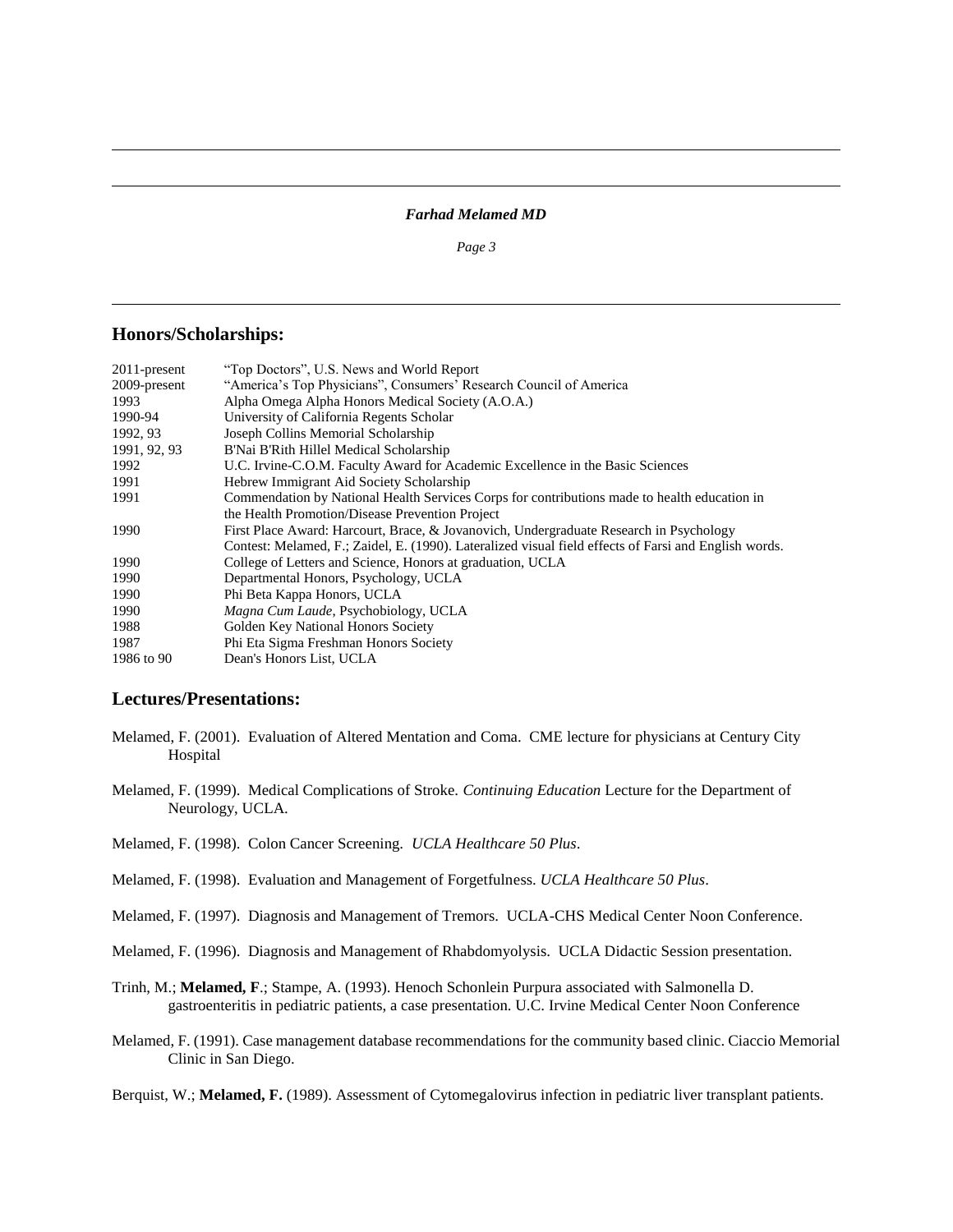## Honors/Scholarships:

| | |
|---|---|
| 2011-present | "Top Doctors", U.S. News and World Report |
| 2009-present | "America's Top Physicians", Consumers' Research Council of America |
| 1993 | Alpha Omega Alpha Honors Medical Society (A.O.A.) |
| 1990-94 | University of California Regents Scholar |
| 1992, 93 | Joseph Collins Memorial Scholarship |
| 1991, 92, 93 | B'Nai B'Rith Hillel Medical Scholarship |
| 1992 | U.C. Irvine-C.O.M. Faculty Award for Academic Excellence in the Basic Sciences |
| 1991 | Hebrew Immigrant Aid Society Scholarship |
| 1991 | Commendation by National Health Services Corps for contributions made to health education in the Health Promotion/Disease Prevention Project |
| 1990 | First Place Award: Harcourt, Brace, & Jovanovich, Undergraduate Research in Psychology Contest: Melamed, F.; Zaidel, E. (1990). Lateralized visual field effects of Farsi and English words. |
| 1990 | College of Letters and Science, Honors at graduation, UCLA |
| 1990 | Departmental Honors, Psychology, UCLA |
| 1990 | Phi Beta Kappa Honors, UCLA |
| 1990 | *Magna Cum Laude*, Psychobiology, UCLA |
| 1988 | Golden Key National Honors Society |
| 1987 | Phi Eta Sigma Freshman Honors Society |
| 1986 to 90 | Dean's Honors List, UCLA |

## Lectures/Presentations:

Melamed, F. (2001). Evaluation of Altered Mentation and Coma. CME lecture for physicians at Century City Hospital

Melamed, F. (1999). Medical Complications of Stroke. *Continuing Education* Lecture for the Department of Neurology, UCLA.

Melamed, F. (1998). Colon Cancer Screening. *UCLA Healthcare 50 Plus*.

Melamed, F. (1998). Evaluation and Management of Forgetfulness. *UCLA Healthcare 50 Plus*.

Melamed, F. (1997). Diagnosis and Management of Tremors. UCLA-CHS Medical Center Noon Conference.

Melamed, F. (1996). Diagnosis and Management of Rhabdomyolysis. UCLA Didactic Session presentation.

Trinh, M.; **Melamed, F**.; Stampe, A. (1993). Henoch Schonlein Purpura associated with Salmonella D. gastroenteritis in pediatric patients, a case presentation. U.C. Irvine Medical Center Noon Conference

Melamed, F. (1991). Case management database recommendations for the community based clinic. Ciaccio Memorial Clinic in San Diego.

Berquist, W.; **Melamed, F.** (1989). Assessment of Cytomegalovirus infection in pediatric liver transplant patients.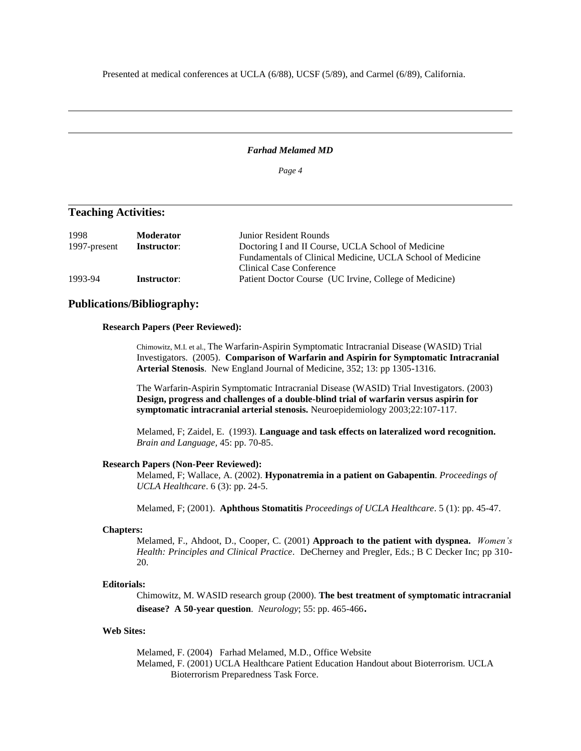Presented at medical conferences at UCLA (6/88), UCSF (5/89), and Carmel (6/89), California.

## Teaching Activities:

| | | |
|---|---|---|
| 1998 | **Moderator** | Junior Resident Rounds |
| 1997-present | **Instructor**: | Doctoring I and II Course, UCLA School of Medicine |
| | | Fundamentals of Clinical Medicine, UCLA School of Medicine |
| | | Clinical Case Conference |
| 1993-94 | **Instructor**: | Patient Doctor Course (UC Irvine, College of Medicine) |

## Publications/Bibliography:

### Research Papers (Peer Reviewed):

Chimowitz, M.I. et al., The Warfarin-Aspirin Symptomatic Intracranial Disease (WASID) Trial Investigators. (2005). **Comparison of Warfarin and Aspirin for Symptomatic Intracranial Arterial Stenosis**. New England Journal of Medicine, 352; 13: pp 1305-1316.

The Warfarin-Aspirin Symptomatic Intracranial Disease (WASID) Trial Investigators. (2003) **Design, progress and challenges of a double-blind trial of warfarin versus aspirin for symptomatic intracranial arterial stenosis.** Neuroepidemiology 2003;22:107-117.

Melamed, F; Zaidel, E. (1993). **Language and task effects on lateralized word recognition.** *Brain and Language*, 45: pp. 70-85.

### Research Papers (Non-Peer Reviewed):

Melamed, F; Wallace, A. (2002). **Hyponatremia in a patient on Gabapentin**. *Proceedings of UCLA Healthcare*. 6 (3): pp. 24-5.

Melamed, F; (2001). **Aphthous Stomatitis** *Proceedings of UCLA Healthcare*. 5 (1): pp. 45-47.

### Chapters:

Melamed, F., Ahdoot, D., Cooper, C. (2001) **Approach to the patient with dyspnea.** *Women's Health: Principles and Clinical Practice*. DeCherney and Pregler, Eds.; B C Decker Inc; pp 310-20.

### Editorials:

Chimowitz, M. WASID research group (2000). **The best treatment of symptomatic intracranial disease? A 50-year question**. *Neurology*; 55: pp. 465-466**.**

### Web Sites:

Melamed, F. (2004) Farhad Melamed, M.D., Office Website

Melamed, F. (2001) UCLA Healthcare Patient Education Handout about Bioterrorism. UCLA Bioterrorism Preparedness Task Force.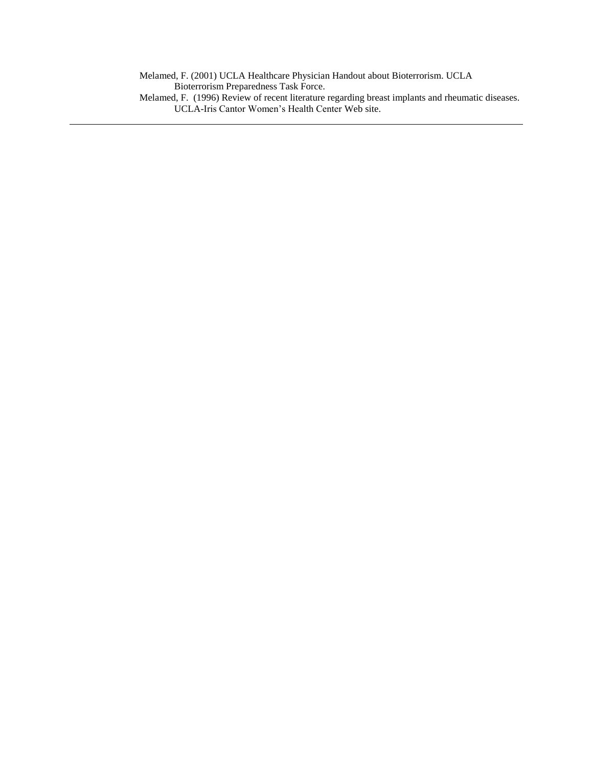Melamed, F. (2001) UCLA Healthcare Physician Handout about Bioterrorism. UCLA Bioterrorism Preparedness Task Force.

Melamed, F. (1996) Review of recent literature regarding breast implants and rheumatic diseases. UCLA-Iris Cantor Women's Health Center Web site.

---